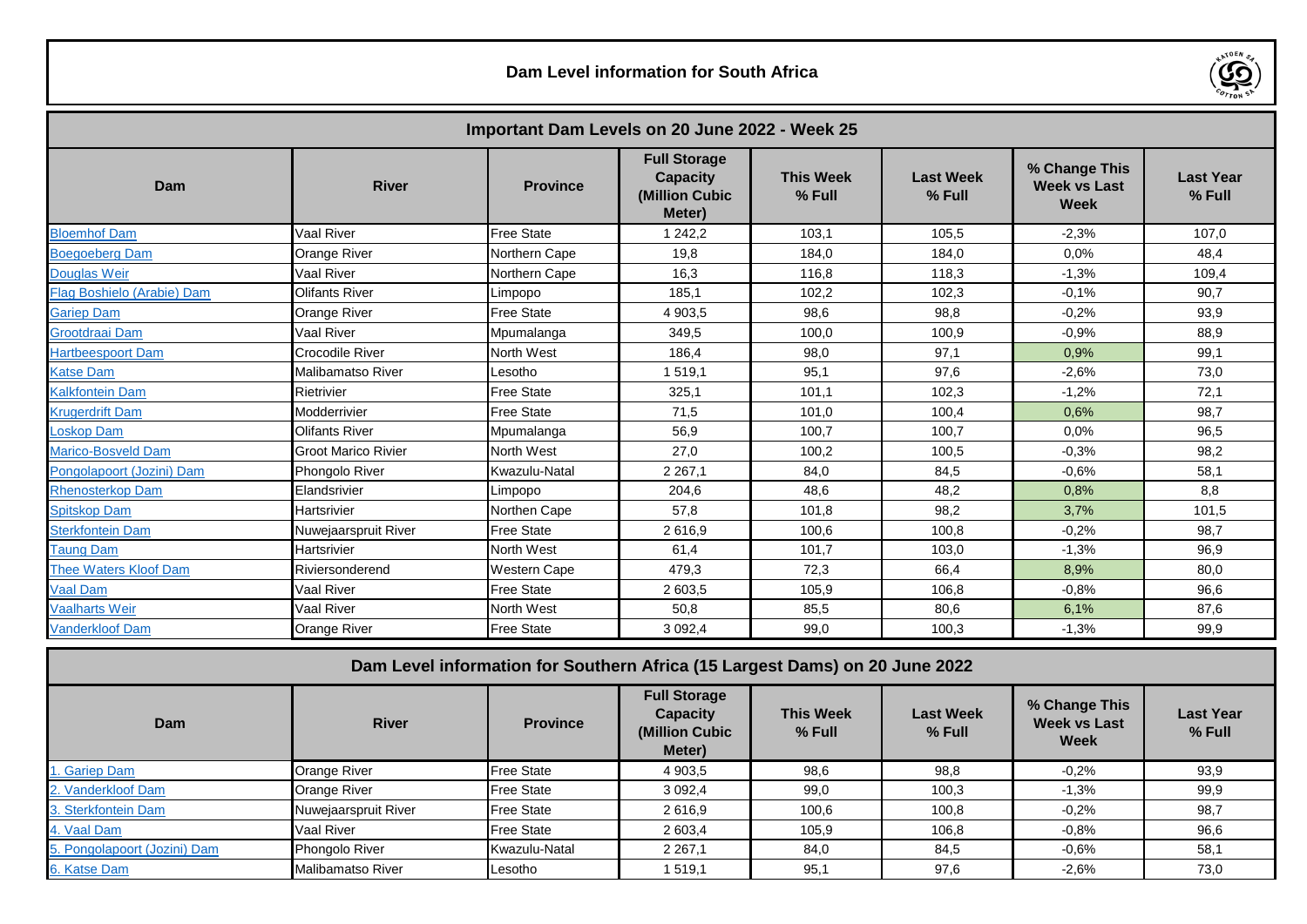# Dam Level information for South Africa

## Important Dam Levels on 20 June 2022 - Week 25

| Dam | River | Province | Full Storage Capacity (Million Cubic Meter) | This Week % Full | Last Week % Full | % Change This Week vs Last Week | Last Year % Full |
|---|---|---|---|---|---|---|---|
| Bloemhof Dam | Vaal River | Free State | 1 242,2 | 103,1 | 105,5 | -2,3% | 107,0 |
| Boegoeberg Dam | Orange River | Northern Cape | 19,8 | 184,0 | 184,0 | 0,0% | 48,4 |
| Douglas Weir | Vaal River | Northern Cape | 16,3 | 116,8 | 118,3 | -1,3% | 109,4 |
| Flag Boshielo (Arabie) Dam | Olifants River | Limpopo | 185,1 | 102,2 | 102,3 | -0,1% | 90,7 |
| Gariep Dam | Orange River | Free State | 4 903,5 | 98,6 | 98,8 | -0,2% | 93,9 |
| Grootdraai Dam | Vaal River | Mpumalanga | 349,5 | 100,0 | 100,9 | -0,9% | 88,9 |
| Hartbeespoort Dam | Crocodile River | North West | 186,4 | 98,0 | 97,1 | 0,9% | 99,1 |
| Katse Dam | Malibamatso River | Lesotho | 1 519,1 | 95,1 | 97,6 | -2,6% | 73,0 |
| Kalkfontein Dam | Rietrivier | Free State | 325,1 | 101,1 | 102,3 | -1,2% | 72,1 |
| Krugerdrift Dam | Modderrivier | Free State | 71,5 | 101,0 | 100,4 | 0,6% | 98,7 |
| Loskop Dam | Olifants River | Mpumalanga | 56,9 | 100,7 | 100,7 | 0,0% | 96,5 |
| Marico-Bosveld Dam | Groot Marico Rivier | North West | 27,0 | 100,2 | 100,5 | -0,3% | 98,2 |
| Pongolapoort (Jozini) Dam | Phongolo River | Kwazulu-Natal | 2 267,1 | 84,0 | 84,5 | -0,6% | 58,1 |
| Rhenosterkop Dam | Elandsrivier | Limpopo | 204,6 | 48,6 | 48,2 | 0,8% | 8,8 |
| Spitskop Dam | Hartsrivier | Northen Cape | 57,8 | 101,8 | 98,2 | 3,7% | 101,5 |
| Sterkfontein Dam | Nuwejaarspruit River | Free State | 2 616,9 | 100,6 | 100,8 | -0,2% | 98,7 |
| Taung Dam | Hartsrivier | North West | 61,4 | 101,7 | 103,0 | -1,3% | 96,9 |
| Thee Waters Kloof Dam | Riviersonderend | Western Cape | 479,3 | 72,3 | 66,4 | 8,9% | 80,0 |
| Vaal Dam | Vaal River | Free State | 2 603,5 | 105,9 | 106,8 | -0,8% | 96,6 |
| Vaalharts Weir | Vaal River | North West | 50,8 | 85,5 | 80,6 | 6,1% | 87,6 |
| Vanderkloof Dam | Orange River | Free State | 3 092,4 | 99,0 | 100,3 | -1,3% | 99,9 |

## Dam Level information for Southern Africa (15 Largest Dams) on 20 June 2022

| Dam | River | Province | Full Storage Capacity (Million Cubic Meter) | This Week % Full | Last Week % Full | % Change This Week vs Last Week | Last Year % Full |
|---|---|---|---|---|---|---|---|
| 1. Gariep Dam | Orange River | Free State | 4 903,5 | 98,6 | 98,8 | -0,2% | 93,9 |
| 2. Vanderkloof Dam | Orange River | Free State | 3 092,4 | 99,0 | 100,3 | -1,3% | 99,9 |
| 3. Sterkfontein Dam | Nuwejaarspruit River | Free State | 2 616,9 | 100,6 | 100,8 | -0,2% | 98,7 |
| 4. Vaal Dam | Vaal River | Free State | 2 603,4 | 105,9 | 106,8 | -0,8% | 96,6 |
| 5. Pongolapoort (Jozini) Dam | Phongolo River | Kwazulu-Natal | 2 267,1 | 84,0 | 84,5 | -0,6% | 58,1 |
| 6. Katse Dam | Malibamatso River | Lesotho | 1 519,1 | 95,1 | 97,6 | -2,6% | 73,0 |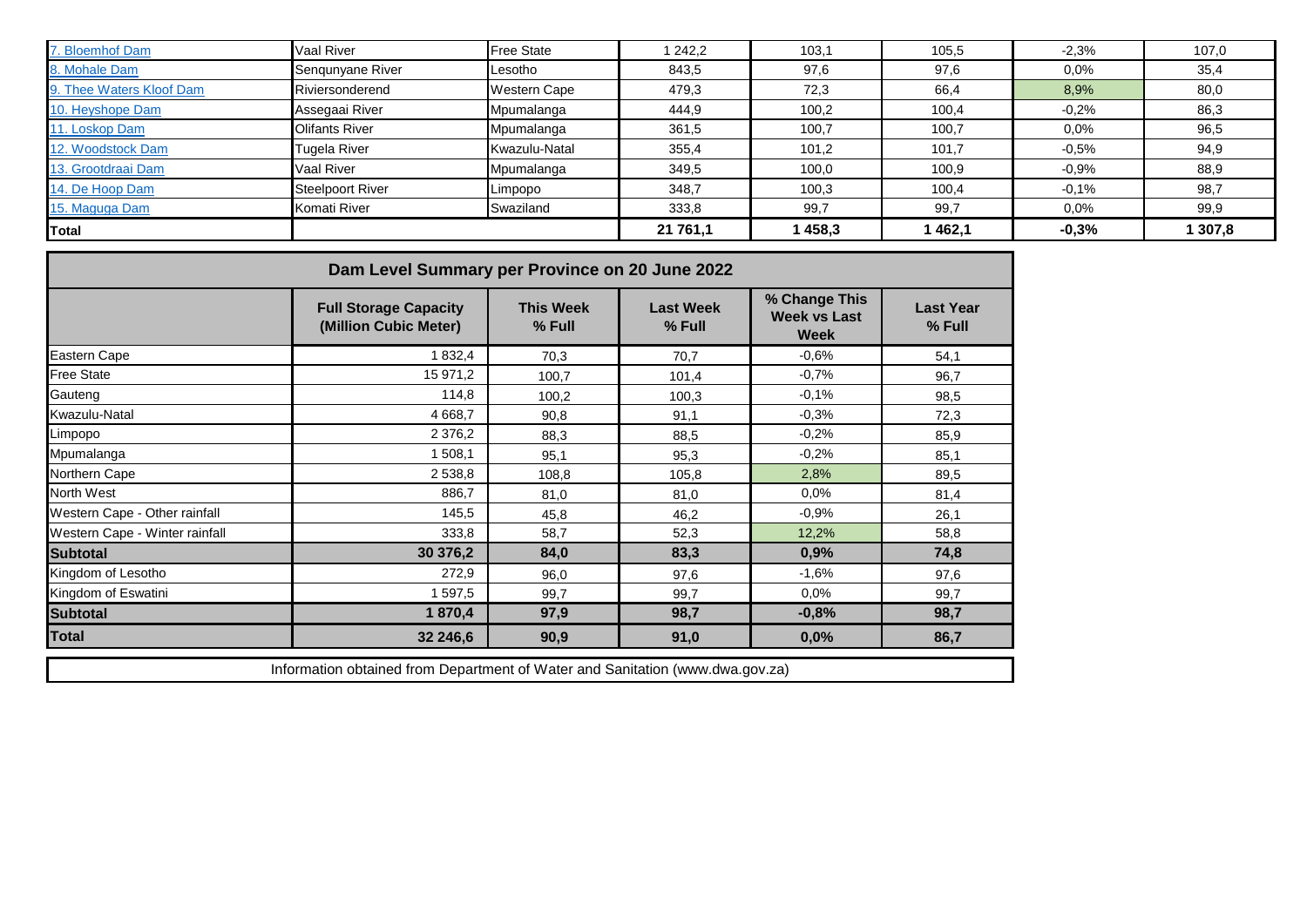| | | | | | | | |
|---|---|---|---|---|---|---|---|
| 7. Bloemhof Dam | Vaal River | Free State | 1 242,2 | 103,1 | 105,5 | -2,3% | 107,0 |
| 8. Mohale Dam | Senqunyane River | Lesotho | 843,5 | 97,6 | 97,6 | 0,0% | 35,4 |
| 9. Thee Waters Kloof Dam | Riviersonderend | Western Cape | 479,3 | 72,3 | 66,4 | 8,9% | 80,0 |
| 10. Heyshope Dam | Assegaai River | Mpumalanga | 444,9 | 100,2 | 100,4 | -0,2% | 86,3 |
| 11. Loskop Dam | Olifants River | Mpumalanga | 361,5 | 100,7 | 100,7 | 0,0% | 96,5 |
| 12. Woodstock Dam | Tugela River | Kwazulu-Natal | 355,4 | 101,2 | 101,7 | -0,5% | 94,9 |
| 13. Grootdraai Dam | Vaal River | Mpumalanga | 349,5 | 100,0 | 100,9 | -0,9% | 88,9 |
| 14. De Hoop Dam | Steelpoort River | Limpopo | 348,7 | 100,3 | 100,4 | -0,1% | 98,7 |
| 15. Maguga Dam | Komati River | Swaziland | 333,8 | 99,7 | 99,7 | 0,0% | 99,9 |
| **Total** | | | **21 761,1** | **1 458,3** | **1 462,1** | **-0,3%** | **1 307,8** |

## Dam Level Summary per Province on 20 June 2022

| | Full Storage Capacity (Million Cubic Meter) | This Week % Full | Last Week % Full | % Change This Week vs Last Week | Last Year % Full |
|---|---|---|---|---|---|
| Eastern Cape | 1 832,4 | 70,3 | 70,7 | -0,6% | 54,1 |
| Free State | 15 971,2 | 100,7 | 101,4 | -0,7% | 96,7 |
| Gauteng | 114,8 | 100,2 | 100,3 | -0,1% | 98,5 |
| Kwazulu-Natal | 4 668,7 | 90,8 | 91,1 | -0,3% | 72,3 |
| Limpopo | 2 376,2 | 88,3 | 88,5 | -0,2% | 85,9 |
| Mpumalanga | 1 508,1 | 95,1 | 95,3 | -0,2% | 85,1 |
| Northern Cape | 2 538,8 | 108,8 | 105,8 | 2,8% | 89,5 |
| North West | 886,7 | 81,0 | 81,0 | 0,0% | 81,4 |
| Western Cape - Other rainfall | 145,5 | 45,8 | 46,2 | -0,9% | 26,1 |
| Western Cape - Winter rainfall | 333,8 | 58,7 | 52,3 | 12,2% | 58,8 |
| **Subtotal** | **30 376,2** | **84,0** | **83,3** | **0,9%** | **74,8** |
| Kingdom of Lesotho | 272,9 | 96,0 | 97,6 | -1,6% | 97,6 |
| Kingdom of Eswatini | 1 597,5 | 99,7 | 99,7 | 0,0% | 99,7 |
| **Subtotal** | **1 870,4** | **97,9** | **98,7** | **-0,8%** | **98,7** |
| **Total** | **32 246,6** | **90,9** | **91,0** | **0,0%** | **86,7** |

Information obtained from Department of Water and Sanitation (www.dwa.gov.za)